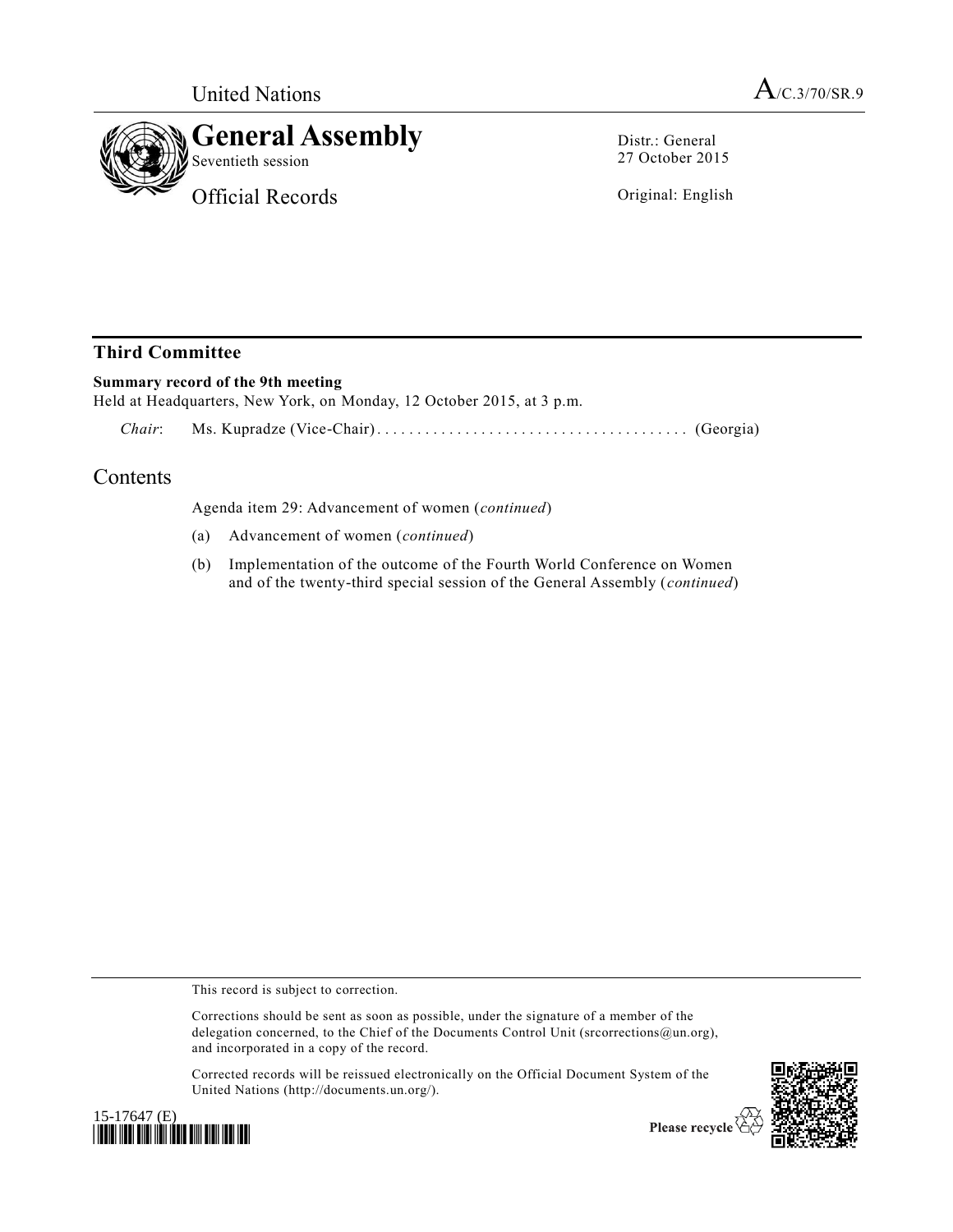United Nations

A/C.3/70/SR.9

# General Assembly

Seventieth session

Official Records

Distr.: General
27 October 2015

Original: English

## Third Committee

**Summary record of the 9th meeting**

Held at Headquarters, New York, on Monday, 12 October 2015, at 3 p.m.

*Chair*: Ms. Kupradze (Vice-Chair) ....................................... (Georgia)

## Contents

Agenda item 29: Advancement of women (*continued*)

(a) Advancement of women (*continued*)

(b) Implementation of the outcome of the Fourth World Conference on Women and of the twenty-third special session of the General Assembly (*continued*)

This record is subject to correction.

Corrections should be sent as soon as possible, under the signature of a member of the delegation concerned, to the Chief of the Documents Control Unit (srcorrections@un.org), and incorporated in a copy of the record.

Corrected records will be reissued electronically on the Official Document System of the United Nations (http://documents.un.org/).

15-17647 (E)

Please recycle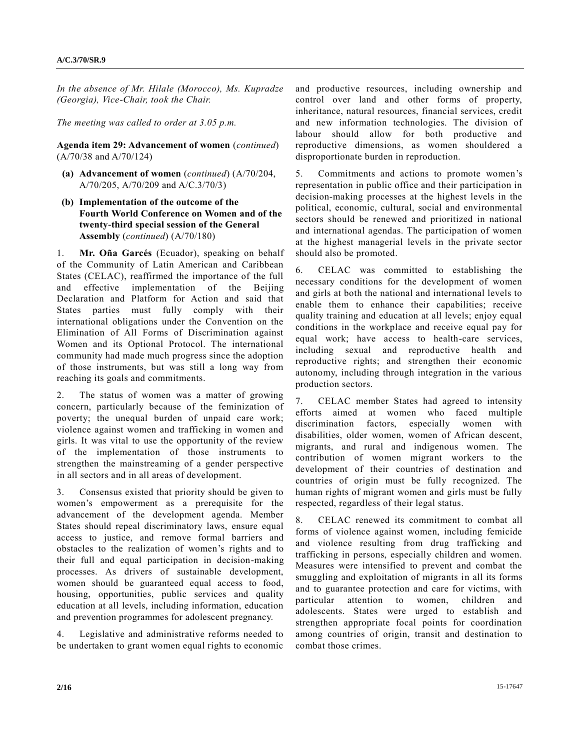*In the absence of Mr. Hilale (Morocco), Ms. Kupradze (Georgia), Vice-Chair, took the Chair.*

*The meeting was called to order at 3.05 p.m.*

**Agenda item 29: Advancement of women** (*continued*) (A/70/38 and A/70/124)

**(a) Advancement of women** (*continued*) (A/70/204, A/70/205, A/70/209 and A/C.3/70/3)

**(b) Implementation of the outcome of the Fourth World Conference on Women and of the twenty-third special session of the General Assembly** (*continued*) (A/70/180)

1. **Mr. Oña Garcés** (Ecuador), speaking on behalf of the Community of Latin American and Caribbean States (CELAC), reaffirmed the importance of the full and effective implementation of the Beijing Declaration and Platform for Action and said that States parties must fully comply with their international obligations under the Convention on the Elimination of All Forms of Discrimination against Women and its Optional Protocol. The international community had made much progress since the adoption of those instruments, but was still a long way from reaching its goals and commitments.

2. The status of women was a matter of growing concern, particularly because of the feminization of poverty; the unequal burden of unpaid care work; violence against women and trafficking in women and girls. It was vital to use the opportunity of the review of the implementation of those instruments to strengthen the mainstreaming of a gender perspective in all sectors and in all areas of development.

3. Consensus existed that priority should be given to women's empowerment as a prerequisite for the advancement of the development agenda. Member States should repeal discriminatory laws, ensure equal access to justice, and remove formal barriers and obstacles to the realization of women's rights and to their full and equal participation in decision-making processes. As drivers of sustainable development, women should be guaranteed equal access to food, housing, opportunities, public services and quality education at all levels, including information, education and prevention programmes for adolescent pregnancy.

4. Legislative and administrative reforms needed to be undertaken to grant women equal rights to economic and productive resources, including ownership and control over land and other forms of property, inheritance, natural resources, financial services, credit and new information technologies. The division of labour should allow for both productive and reproductive dimensions, as women shouldered a disproportionate burden in reproduction.

5. Commitments and actions to promote women's representation in public office and their participation in decision-making processes at the highest levels in the political, economic, cultural, social and environmental sectors should be renewed and prioritized in national and international agendas. The participation of women at the highest managerial levels in the private sector should also be promoted.

6. CELAC was committed to establishing the necessary conditions for the development of women and girls at both the national and international levels to enable them to enhance their capabilities; receive quality training and education at all levels; enjoy equal conditions in the workplace and receive equal pay for equal work; have access to health-care services, including sexual and reproductive health and reproductive rights; and strengthen their economic autonomy, including through integration in the various production sectors.

7. CELAC member States had agreed to intensity efforts aimed at women who faced multiple discrimination factors, especially women with disabilities, older women, women of African descent, migrants, and rural and indigenous women. The contribution of women migrant workers to the development of their countries of destination and countries of origin must be fully recognized. The human rights of migrant women and girls must be fully respected, regardless of their legal status.

8. CELAC renewed its commitment to combat all forms of violence against women, including femicide and violence resulting from drug trafficking and trafficking in persons, especially children and women. Measures were intensified to prevent and combat the smuggling and exploitation of migrants in all its forms and to guarantee protection and care for victims, with particular attention to women, children and adolescents. States were urged to establish and strengthen appropriate focal points for coordination among countries of origin, transit and destination to combat those crimes.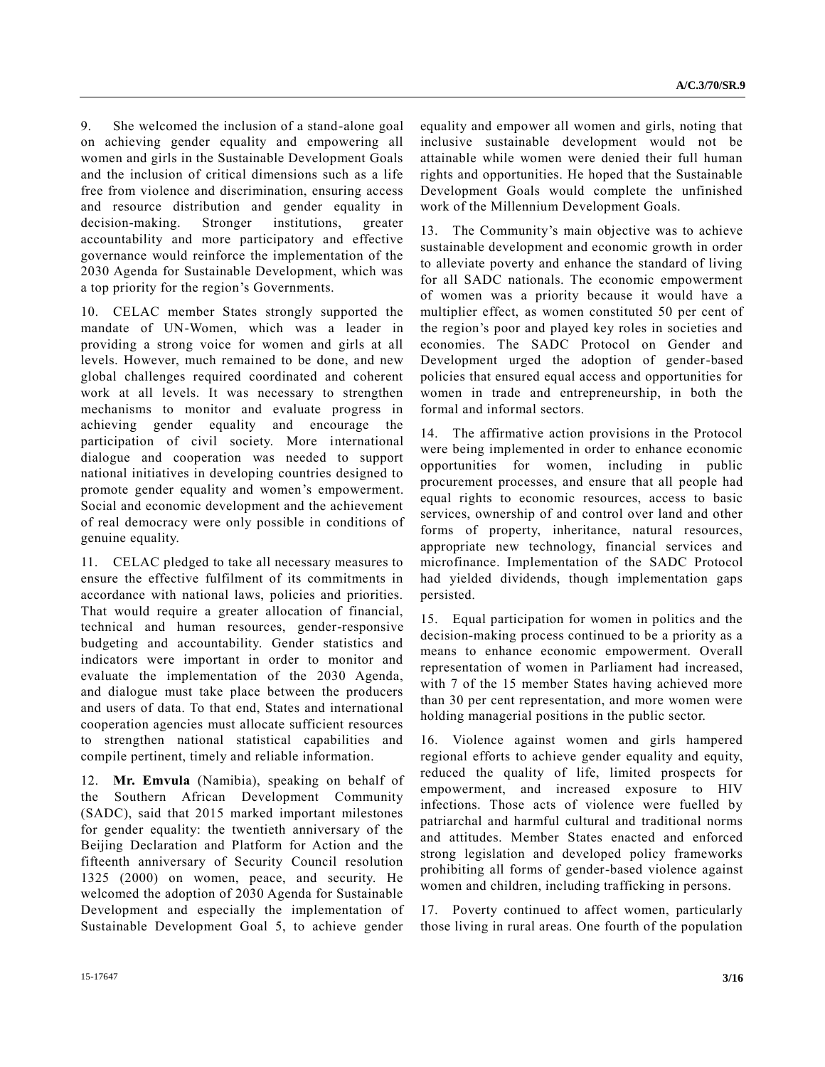9. She welcomed the inclusion of a stand-alone goal on achieving gender equality and empowering all women and girls in the Sustainable Development Goals and the inclusion of critical dimensions such as a life free from violence and discrimination, ensuring access and resource distribution and gender equality in decision-making. Stronger institutions, greater accountability and more participatory and effective governance would reinforce the implementation of the 2030 Agenda for Sustainable Development, which was a top priority for the region's Governments.

10. CELAC member States strongly supported the mandate of UN-Women, which was a leader in providing a strong voice for women and girls at all levels. However, much remained to be done, and new global challenges required coordinated and coherent work at all levels. It was necessary to strengthen mechanisms to monitor and evaluate progress in achieving gender equality and encourage the participation of civil society. More international dialogue and cooperation was needed to support national initiatives in developing countries designed to promote gender equality and women's empowerment. Social and economic development and the achievement of real democracy were only possible in conditions of genuine equality.

11. CELAC pledged to take all necessary measures to ensure the effective fulfilment of its commitments in accordance with national laws, policies and priorities. That would require a greater allocation of financial, technical and human resources, gender-responsive budgeting and accountability. Gender statistics and indicators were important in order to monitor and evaluate the implementation of the 2030 Agenda, and dialogue must take place between the producers and users of data. To that end, States and international cooperation agencies must allocate sufficient resources to strengthen national statistical capabilities and compile pertinent, timely and reliable information.

12. **Mr. Emvula** (Namibia), speaking on behalf of the Southern African Development Community (SADC), said that 2015 marked important milestones for gender equality: the twentieth anniversary of the Beijing Declaration and Platform for Action and the fifteenth anniversary of Security Council resolution 1325 (2000) on women, peace, and security. He welcomed the adoption of 2030 Agenda for Sustainable Development and especially the implementation of Sustainable Development Goal 5, to achieve gender equality and empower all women and girls, noting that inclusive sustainable development would not be attainable while women were denied their full human rights and opportunities. He hoped that the Sustainable Development Goals would complete the unfinished work of the Millennium Development Goals.

13. The Community's main objective was to achieve sustainable development and economic growth in order to alleviate poverty and enhance the standard of living for all SADC nationals. The economic empowerment of women was a priority because it would have a multiplier effect, as women constituted 50 per cent of the region's poor and played key roles in societies and economies. The SADC Protocol on Gender and Development urged the adoption of gender-based policies that ensured equal access and opportunities for women in trade and entrepreneurship, in both the formal and informal sectors.

14. The affirmative action provisions in the Protocol were being implemented in order to enhance economic opportunities for women, including in public procurement processes, and ensure that all people had equal rights to economic resources, access to basic services, ownership of and control over land and other forms of property, inheritance, natural resources, appropriate new technology, financial services and microfinance. Implementation of the SADC Protocol had yielded dividends, though implementation gaps persisted.

15. Equal participation for women in politics and the decision-making process continued to be a priority as a means to enhance economic empowerment. Overall representation of women in Parliament had increased, with 7 of the 15 member States having achieved more than 30 per cent representation, and more women were holding managerial positions in the public sector.

16. Violence against women and girls hampered regional efforts to achieve gender equality and equity, reduced the quality of life, limited prospects for empowerment, and increased exposure to HIV infections. Those acts of violence were fuelled by patriarchal and harmful cultural and traditional norms and attitudes. Member States enacted and enforced strong legislation and developed policy frameworks prohibiting all forms of gender-based violence against women and children, including trafficking in persons.

17. Poverty continued to affect women, particularly those living in rural areas. One fourth of the population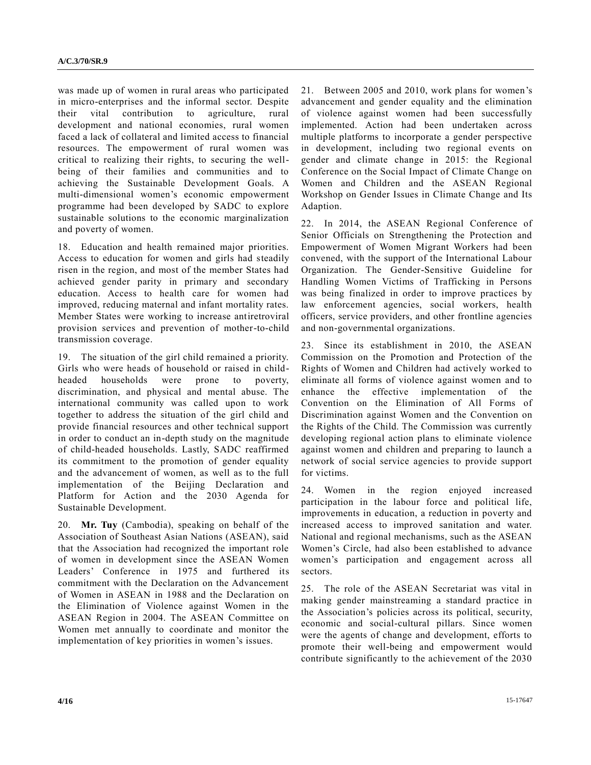was made up of women in rural areas who participated in micro-enterprises and the informal sector. Despite their vital contribution to agriculture, rural development and national economies, rural women faced a lack of collateral and limited access to financial resources. The empowerment of rural women was critical to realizing their rights, to securing the well-being of their families and communities and to achieving the Sustainable Development Goals. A multi-dimensional women's economic empowerment programme had been developed by SADC to explore sustainable solutions to the economic marginalization and poverty of women.

18. Education and health remained major priorities. Access to education for women and girls had steadily risen in the region, and most of the member States had achieved gender parity in primary and secondary education. Access to health care for women had improved, reducing maternal and infant mortality rates. Member States were working to increase antiretroviral provision services and prevention of mother-to-child transmission coverage.

19. The situation of the girl child remained a priority. Girls who were heads of household or raised in child-headed households were prone to poverty, discrimination, and physical and mental abuse. The international community was called upon to work together to address the situation of the girl child and provide financial resources and other technical support in order to conduct an in-depth study on the magnitude of child-headed households. Lastly, SADC reaffirmed its commitment to the promotion of gender equality and the advancement of women, as well as to the full implementation of the Beijing Declaration and Platform for Action and the 2030 Agenda for Sustainable Development.

20. **Mr. Tuy** (Cambodia), speaking on behalf of the Association of Southeast Asian Nations (ASEAN), said that the Association had recognized the important role of women in development since the ASEAN Women Leaders' Conference in 1975 and furthered its commitment with the Declaration on the Advancement of Women in ASEAN in 1988 and the Declaration on the Elimination of Violence against Women in the ASEAN Region in 2004. The ASEAN Committee on Women met annually to coordinate and monitor the implementation of key priorities in women's issues.

21. Between 2005 and 2010, work plans for women's advancement and gender equality and the elimination of violence against women had been successfully implemented. Action had been undertaken across multiple platforms to incorporate a gender perspective in development, including two regional events on gender and climate change in 2015: the Regional Conference on the Social Impact of Climate Change on Women and Children and the ASEAN Regional Workshop on Gender Issues in Climate Change and Its Adaption.

22. In 2014, the ASEAN Regional Conference of Senior Officials on Strengthening the Protection and Empowerment of Women Migrant Workers had been convened, with the support of the International Labour Organization. The Gender-Sensitive Guideline for Handling Women Victims of Trafficking in Persons was being finalized in order to improve practices by law enforcement agencies, social workers, health officers, service providers, and other frontline agencies and non-governmental organizations.

23. Since its establishment in 2010, the ASEAN Commission on the Promotion and Protection of the Rights of Women and Children had actively worked to eliminate all forms of violence against women and to enhance the effective implementation of the Convention on the Elimination of All Forms of Discrimination against Women and the Convention on the Rights of the Child. The Commission was currently developing regional action plans to eliminate violence against women and children and preparing to launch a network of social service agencies to provide support for victims.

24. Women in the region enjoyed increased participation in the labour force and political life, improvements in education, a reduction in poverty and increased access to improved sanitation and water. National and regional mechanisms, such as the ASEAN Women's Circle, had also been established to advance women's participation and engagement across all sectors.

25. The role of the ASEAN Secretariat was vital in making gender mainstreaming a standard practice in the Association's policies across its political, security, economic and social-cultural pillars. Since women were the agents of change and development, efforts to promote their well-being and empowerment would contribute significantly to the achievement of the 2030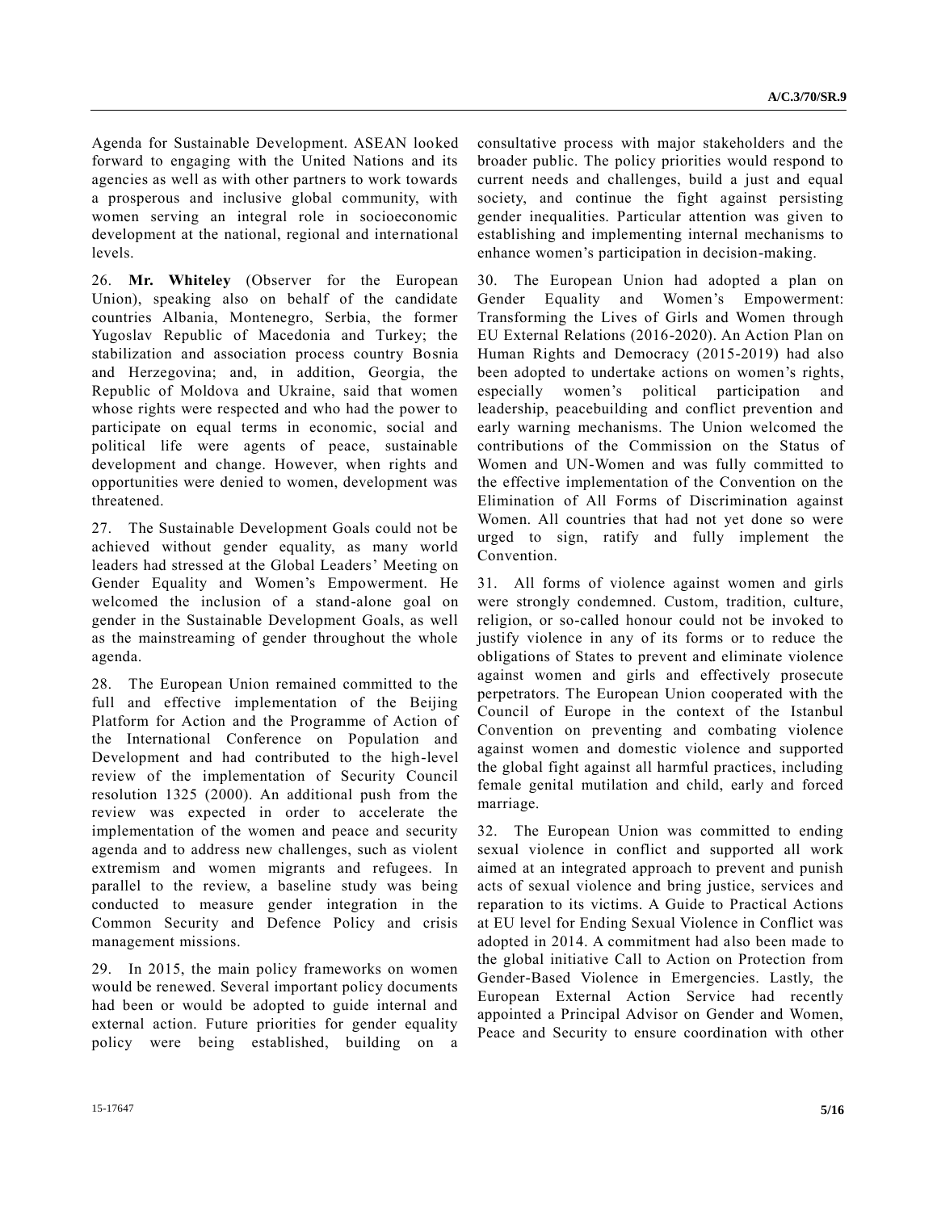Agenda for Sustainable Development. ASEAN looked forward to engaging with the United Nations and its agencies as well as with other partners to work towards a prosperous and inclusive global community, with women serving an integral role in socioeconomic development at the national, regional and international levels.

26. **Mr. Whiteley** (Observer for the European Union), speaking also on behalf of the candidate countries Albania, Montenegro, Serbia, the former Yugoslav Republic of Macedonia and Turkey; the stabilization and association process country Bosnia and Herzegovina; and, in addition, Georgia, the Republic of Moldova and Ukraine, said that women whose rights were respected and who had the power to participate on equal terms in economic, social and political life were agents of peace, sustainable development and change. However, when rights and opportunities were denied to women, development was threatened.

27. The Sustainable Development Goals could not be achieved without gender equality, as many world leaders had stressed at the Global Leaders' Meeting on Gender Equality and Women's Empowerment. He welcomed the inclusion of a stand-alone goal on gender in the Sustainable Development Goals, as well as the mainstreaming of gender throughout the whole agenda.

28. The European Union remained committed to the full and effective implementation of the Beijing Platform for Action and the Programme of Action of the International Conference on Population and Development and had contributed to the high-level review of the implementation of Security Council resolution 1325 (2000). An additional push from the review was expected in order to accelerate the implementation of the women and peace and security agenda and to address new challenges, such as violent extremism and women migrants and refugees. In parallel to the review, a baseline study was being conducted to measure gender integration in the Common Security and Defence Policy and crisis management missions.

29. In 2015, the main policy frameworks on women would be renewed. Several important policy documents had been or would be adopted to guide internal and external action. Future priorities for gender equality policy were being established, building on a consultative process with major stakeholders and the broader public. The policy priorities would respond to current needs and challenges, build a just and equal society, and continue the fight against persisting gender inequalities. Particular attention was given to establishing and implementing internal mechanisms to enhance women's participation in decision-making.

30. The European Union had adopted a plan on Gender Equality and Women's Empowerment: Transforming the Lives of Girls and Women through EU External Relations (2016-2020). An Action Plan on Human Rights and Democracy (2015-2019) had also been adopted to undertake actions on women's rights, especially women's political participation and leadership, peacebuilding and conflict prevention and early warning mechanisms. The Union welcomed the contributions of the Commission on the Status of Women and UN-Women and was fully committed to the effective implementation of the Convention on the Elimination of All Forms of Discrimination against Women. All countries that had not yet done so were urged to sign, ratify and fully implement the Convention.

31. All forms of violence against women and girls were strongly condemned. Custom, tradition, culture, religion, or so-called honour could not be invoked to justify violence in any of its forms or to reduce the obligations of States to prevent and eliminate violence against women and girls and effectively prosecute perpetrators. The European Union cooperated with the Council of Europe in the context of the Istanbul Convention on preventing and combating violence against women and domestic violence and supported the global fight against all harmful practices, including female genital mutilation and child, early and forced marriage.

32. The European Union was committed to ending sexual violence in conflict and supported all work aimed at an integrated approach to prevent and punish acts of sexual violence and bring justice, services and reparation to its victims. A Guide to Practical Actions at EU level for Ending Sexual Violence in Conflict was adopted in 2014. A commitment had also been made to the global initiative Call to Action on Protection from Gender-Based Violence in Emergencies. Lastly, the European External Action Service had recently appointed a Principal Advisor on Gender and Women, Peace and Security to ensure coordination with other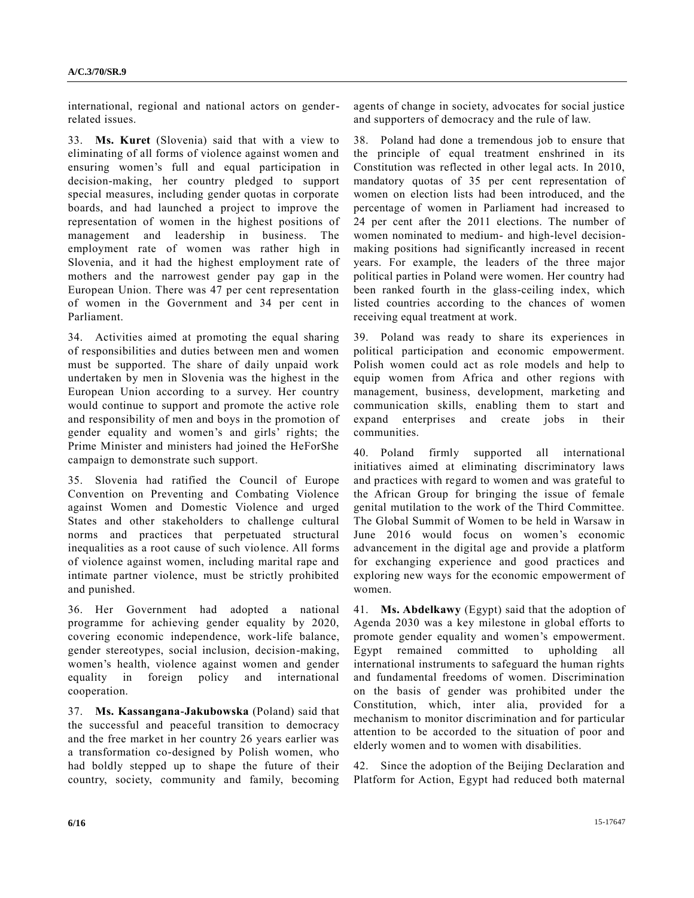international, regional and national actors on gender-related issues.

33. **Ms. Kuret** (Slovenia) said that with a view to eliminating of all forms of violence against women and ensuring women's full and equal participation in decision-making, her country pledged to support special measures, including gender quotas in corporate boards, and had launched a project to improve the representation of women in the highest positions of management and leadership in business. The employment rate of women was rather high in Slovenia, and it had the highest employment rate of mothers and the narrowest gender pay gap in the European Union. There was 47 per cent representation of women in the Government and 34 per cent in Parliament.

34. Activities aimed at promoting the equal sharing of responsibilities and duties between men and women must be supported. The share of daily unpaid work undertaken by men in Slovenia was the highest in the European Union according to a survey. Her country would continue to support and promote the active role and responsibility of men and boys in the promotion of gender equality and women's and girls' rights; the Prime Minister and ministers had joined the HeForShe campaign to demonstrate such support.

35. Slovenia had ratified the Council of Europe Convention on Preventing and Combating Violence against Women and Domestic Violence and urged States and other stakeholders to challenge cultural norms and practices that perpetuated structural inequalities as a root cause of such violence. All forms of violence against women, including marital rape and intimate partner violence, must be strictly prohibited and punished.

36. Her Government had adopted a national programme for achieving gender equality by 2020, covering economic independence, work-life balance, gender stereotypes, social inclusion, decision-making, women's health, violence against women and gender equality in foreign policy and international cooperation.

37. **Ms. Kassangana-Jakubowska** (Poland) said that the successful and peaceful transition to democracy and the free market in her country 26 years earlier was a transformation co-designed by Polish women, who had boldly stepped up to shape the future of their country, society, community and family, becoming agents of change in society, advocates for social justice and supporters of democracy and the rule of law.

38. Poland had done a tremendous job to ensure that the principle of equal treatment enshrined in its Constitution was reflected in other legal acts. In 2010, mandatory quotas of 35 per cent representation of women on election lists had been introduced, and the percentage of women in Parliament had increased to 24 per cent after the 2011 elections. The number of women nominated to medium- and high-level decision-making positions had significantly increased in recent years. For example, the leaders of the three major political parties in Poland were women. Her country had been ranked fourth in the glass-ceiling index, which listed countries according to the chances of women receiving equal treatment at work.

39. Poland was ready to share its experiences in political participation and economic empowerment. Polish women could act as role models and help to equip women from Africa and other regions with management, business, development, marketing and communication skills, enabling them to start and expand enterprises and create jobs in their communities.

40. Poland firmly supported all international initiatives aimed at eliminating discriminatory laws and practices with regard to women and was grateful to the African Group for bringing the issue of female genital mutilation to the work of the Third Committee. The Global Summit of Women to be held in Warsaw in June 2016 would focus on women's economic advancement in the digital age and provide a platform for exchanging experience and good practices and exploring new ways for the economic empowerment of women.

41. **Ms. Abdelkawy** (Egypt) said that the adoption of Agenda 2030 was a key milestone in global efforts to promote gender equality and women's empowerment. Egypt remained committed to upholding all international instruments to safeguard the human rights and fundamental freedoms of women. Discrimination on the basis of gender was prohibited under the Constitution, which, inter alia, provided for a mechanism to monitor discrimination and for particular attention to be accorded to the situation of poor and elderly women and to women with disabilities.

42. Since the adoption of the Beijing Declaration and Platform for Action, Egypt had reduced both maternal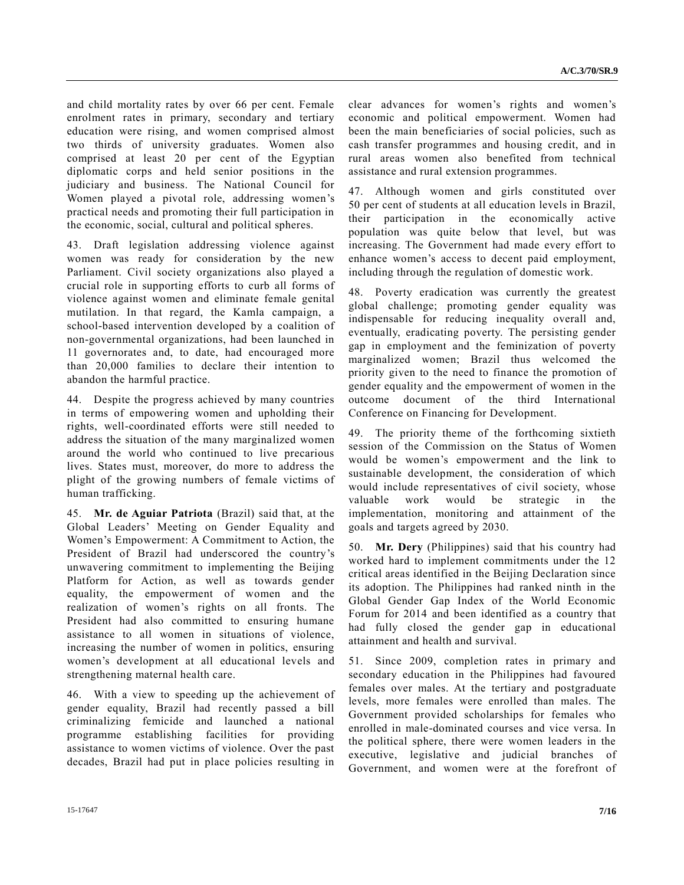and child mortality rates by over 66 per cent. Female enrolment rates in primary, secondary and tertiary education were rising, and women comprised almost two thirds of university graduates. Women also comprised at least 20 per cent of the Egyptian diplomatic corps and held senior positions in the judiciary and business. The National Council for Women played a pivotal role, addressing women's practical needs and promoting their full participation in the economic, social, cultural and political spheres.

43. Draft legislation addressing violence against women was ready for consideration by the new Parliament. Civil society organizations also played a crucial role in supporting efforts to curb all forms of violence against women and eliminate female genital mutilation. In that regard, the Kamla campaign, a school-based intervention developed by a coalition of non-governmental organizations, had been launched in 11 governorates and, to date, had encouraged more than 20,000 families to declare their intention to abandon the harmful practice.

44. Despite the progress achieved by many countries in terms of empowering women and upholding their rights, well-coordinated efforts were still needed to address the situation of the many marginalized women around the world who continued to live precarious lives. States must, moreover, do more to address the plight of the growing numbers of female victims of human trafficking.

45. **Mr. de Aguiar Patriota** (Brazil) said that, at the Global Leaders' Meeting on Gender Equality and Women's Empowerment: A Commitment to Action, the President of Brazil had underscored the country's unwavering commitment to implementing the Beijing Platform for Action, as well as towards gender equality, the empowerment of women and the realization of women's rights on all fronts. The President had also committed to ensuring humane assistance to all women in situations of violence, increasing the number of women in politics, ensuring women's development at all educational levels and strengthening maternal health care.

46. With a view to speeding up the achievement of gender equality, Brazil had recently passed a bill criminalizing femicide and launched a national programme establishing facilities for providing assistance to women victims of violence. Over the past decades, Brazil had put in place policies resulting in clear advances for women's rights and women's economic and political empowerment. Women had been the main beneficiaries of social policies, such as cash transfer programmes and housing credit, and in rural areas women also benefited from technical assistance and rural extension programmes.

47. Although women and girls constituted over 50 per cent of students at all education levels in Brazil, their participation in the economically active population was quite below that level, but was increasing. The Government had made every effort to enhance women's access to decent paid employment, including through the regulation of domestic work.

48. Poverty eradication was currently the greatest global challenge; promoting gender equality was indispensable for reducing inequality overall and, eventually, eradicating poverty. The persisting gender gap in employment and the feminization of poverty marginalized women; Brazil thus welcomed the priority given to the need to finance the promotion of gender equality and the empowerment of women in the outcome document of the third International Conference on Financing for Development.

49. The priority theme of the forthcoming sixtieth session of the Commission on the Status of Women would be women's empowerment and the link to sustainable development, the consideration of which would include representatives of civil society, whose valuable work would be strategic in the implementation, monitoring and attainment of the goals and targets agreed by 2030.

50. **Mr. Dery** (Philippines) said that his country had worked hard to implement commitments under the 12 critical areas identified in the Beijing Declaration since its adoption. The Philippines had ranked ninth in the Global Gender Gap Index of the World Economic Forum for 2014 and been identified as a country that had fully closed the gender gap in educational attainment and health and survival.

51. Since 2009, completion rates in primary and secondary education in the Philippines had favoured females over males. At the tertiary and postgraduate levels, more females were enrolled than males. The Government provided scholarships for females who enrolled in male-dominated courses and vice versa. In the political sphere, there were women leaders in the executive, legislative and judicial branches of Government, and women were at the forefront of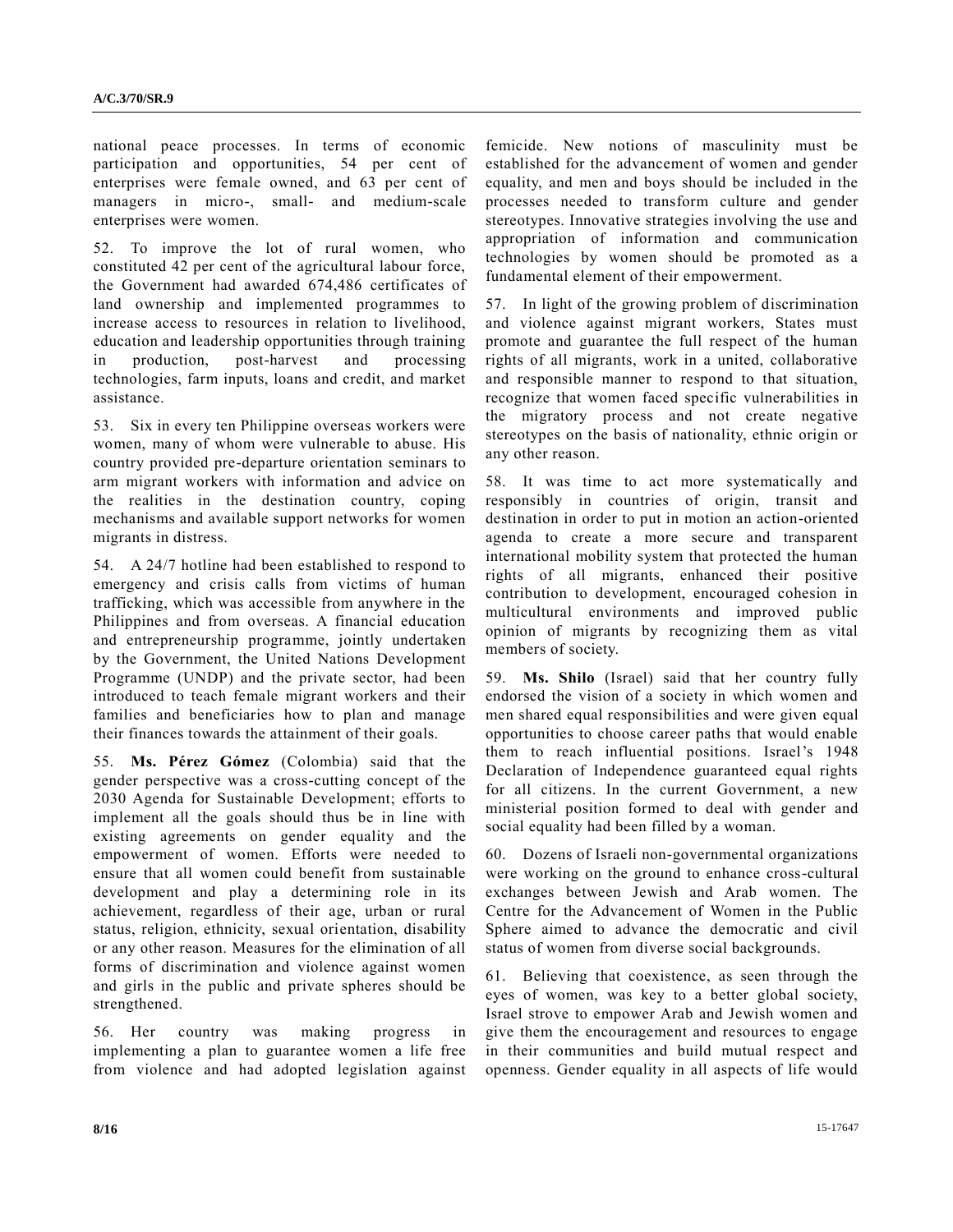national peace processes. In terms of economic participation and opportunities, 54 per cent of enterprises were female owned, and 63 per cent of managers in micro-, small- and medium-scale enterprises were women.

52. To improve the lot of rural women, who constituted 42 per cent of the agricultural labour force, the Government had awarded 674,486 certificates of land ownership and implemented programmes to increase access to resources in relation to livelihood, education and leadership opportunities through training in production, post-harvest and processing technologies, farm inputs, loans and credit, and market assistance.

53. Six in every ten Philippine overseas workers were women, many of whom were vulnerable to abuse. His country provided pre-departure orientation seminars to arm migrant workers with information and advice on the realities in the destination country, coping mechanisms and available support networks for women migrants in distress.

54. A 24/7 hotline had been established to respond to emergency and crisis calls from victims of human trafficking, which was accessible from anywhere in the Philippines and from overseas. A financial education and entrepreneurship programme, jointly undertaken by the Government, the United Nations Development Programme (UNDP) and the private sector, had been introduced to teach female migrant workers and their families and beneficiaries how to plan and manage their finances towards the attainment of their goals.

55. **Ms. Pérez Gómez** (Colombia) said that the gender perspective was a cross-cutting concept of the 2030 Agenda for Sustainable Development; efforts to implement all the goals should thus be in line with existing agreements on gender equality and the empowerment of women. Efforts were needed to ensure that all women could benefit from sustainable development and play a determining role in its achievement, regardless of their age, urban or rural status, religion, ethnicity, sexual orientation, disability or any other reason. Measures for the elimination of all forms of discrimination and violence against women and girls in the public and private spheres should be strengthened.

56. Her country was making progress in implementing a plan to guarantee women a life free from violence and had adopted legislation against femicide. New notions of masculinity must be established for the advancement of women and gender equality, and men and boys should be included in the processes needed to transform culture and gender stereotypes. Innovative strategies involving the use and appropriation of information and communication technologies by women should be promoted as a fundamental element of their empowerment.

57. In light of the growing problem of discrimination and violence against migrant workers, States must promote and guarantee the full respect of the human rights of all migrants, work in a united, collaborative and responsible manner to respond to that situation, recognize that women faced specific vulnerabilities in the migratory process and not create negative stereotypes on the basis of nationality, ethnic origin or any other reason.

58. It was time to act more systematically and responsibly in countries of origin, transit and destination in order to put in motion an action-oriented agenda to create a more secure and transparent international mobility system that protected the human rights of all migrants, enhanced their positive contribution to development, encouraged cohesion in multicultural environments and improved public opinion of migrants by recognizing them as vital members of society.

59. **Ms. Shilo** (Israel) said that her country fully endorsed the vision of a society in which women and men shared equal responsibilities and were given equal opportunities to choose career paths that would enable them to reach influential positions. Israel's 1948 Declaration of Independence guaranteed equal rights for all citizens. In the current Government, a new ministerial position formed to deal with gender and social equality had been filled by a woman.

60. Dozens of Israeli non-governmental organizations were working on the ground to enhance cross-cultural exchanges between Jewish and Arab women. The Centre for the Advancement of Women in the Public Sphere aimed to advance the democratic and civil status of women from diverse social backgrounds.

61. Believing that coexistence, as seen through the eyes of women, was key to a better global society, Israel strove to empower Arab and Jewish women and give them the encouragement and resources to engage in their communities and build mutual respect and openness. Gender equality in all aspects of life would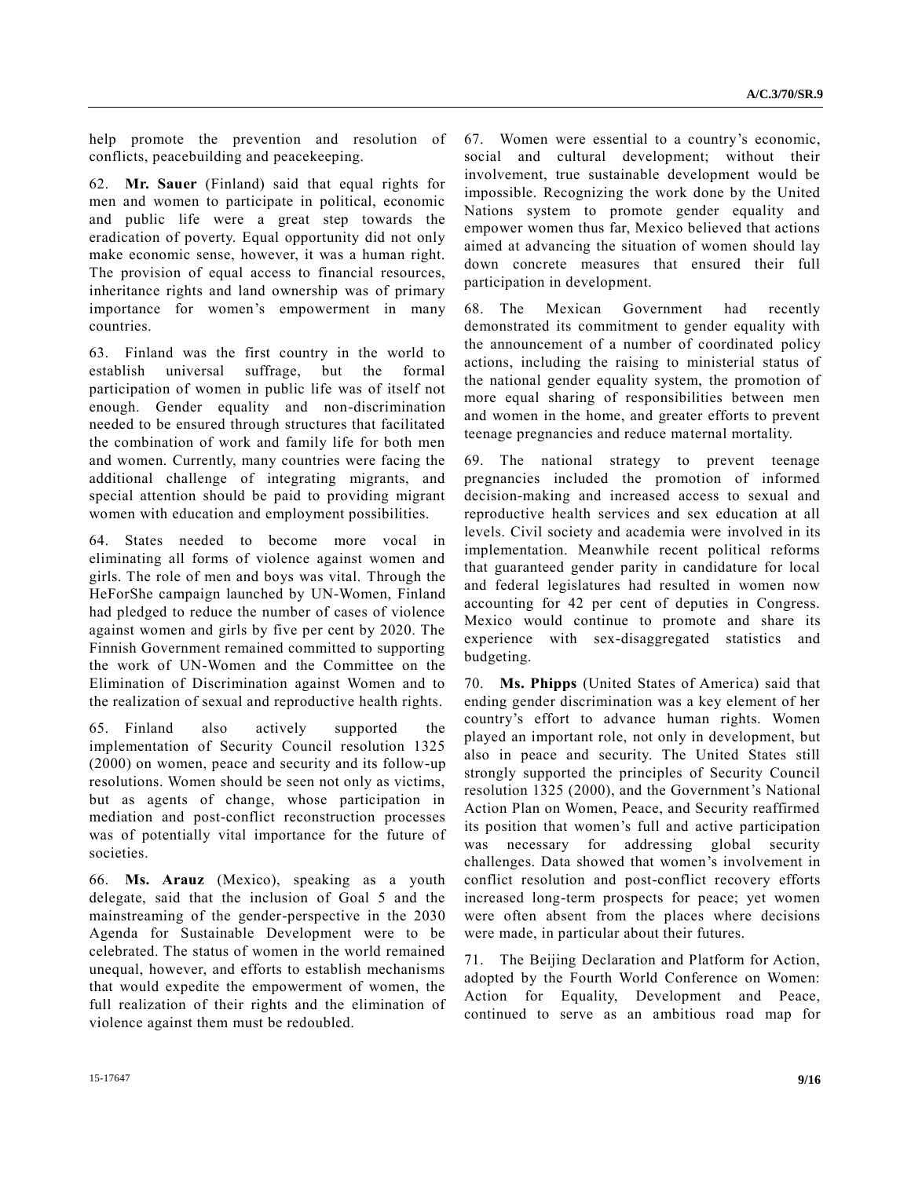help promote the prevention and resolution of conflicts, peacebuilding and peacekeeping.

62. **Mr. Sauer** (Finland) said that equal rights for men and women to participate in political, economic and public life were a great step towards the eradication of poverty. Equal opportunity did not only make economic sense, however, it was a human right. The provision of equal access to financial resources, inheritance rights and land ownership was of primary importance for women's empowerment in many countries.

63. Finland was the first country in the world to establish universal suffrage, but the formal participation of women in public life was of itself not enough. Gender equality and non-discrimination needed to be ensured through structures that facilitated the combination of work and family life for both men and women. Currently, many countries were facing the additional challenge of integrating migrants, and special attention should be paid to providing migrant women with education and employment possibilities.

64. States needed to become more vocal in eliminating all forms of violence against women and girls. The role of men and boys was vital. Through the HeForShe campaign launched by UN-Women, Finland had pledged to reduce the number of cases of violence against women and girls by five per cent by 2020. The Finnish Government remained committed to supporting the work of UN-Women and the Committee on the Elimination of Discrimination against Women and to the realization of sexual and reproductive health rights.

65. Finland also actively supported the implementation of Security Council resolution 1325 (2000) on women, peace and security and its follow-up resolutions. Women should be seen not only as victims, but as agents of change, whose participation in mediation and post-conflict reconstruction processes was of potentially vital importance for the future of societies.

66. **Ms. Arauz** (Mexico), speaking as a youth delegate, said that the inclusion of Goal 5 and the mainstreaming of the gender-perspective in the 2030 Agenda for Sustainable Development were to be celebrated. The status of women in the world remained unequal, however, and efforts to establish mechanisms that would expedite the empowerment of women, the full realization of their rights and the elimination of violence against them must be redoubled.

67. Women were essential to a country's economic, social and cultural development; without their involvement, true sustainable development would be impossible. Recognizing the work done by the United Nations system to promote gender equality and empower women thus far, Mexico believed that actions aimed at advancing the situation of women should lay down concrete measures that ensured their full participation in development.

68. The Mexican Government had recently demonstrated its commitment to gender equality with the announcement of a number of coordinated policy actions, including the raising to ministerial status of the national gender equality system, the promotion of more equal sharing of responsibilities between men and women in the home, and greater efforts to prevent teenage pregnancies and reduce maternal mortality.

69. The national strategy to prevent teenage pregnancies included the promotion of informed decision-making and increased access to sexual and reproductive health services and sex education at all levels. Civil society and academia were involved in its implementation. Meanwhile recent political reforms that guaranteed gender parity in candidature for local and federal legislatures had resulted in women now accounting for 42 per cent of deputies in Congress. Mexico would continue to promote and share its experience with sex-disaggregated statistics and budgeting.

70. **Ms. Phipps** (United States of America) said that ending gender discrimination was a key element of her country's effort to advance human rights. Women played an important role, not only in development, but also in peace and security. The United States still strongly supported the principles of Security Council resolution 1325 (2000), and the Government's National Action Plan on Women, Peace, and Security reaffirmed its position that women's full and active participation was necessary for addressing global security challenges. Data showed that women's involvement in conflict resolution and post-conflict recovery efforts increased long-term prospects for peace; yet women were often absent from the places where decisions were made, in particular about their futures.

71. The Beijing Declaration and Platform for Action, adopted by the Fourth World Conference on Women: Action for Equality, Development and Peace, continued to serve as an ambitious road map for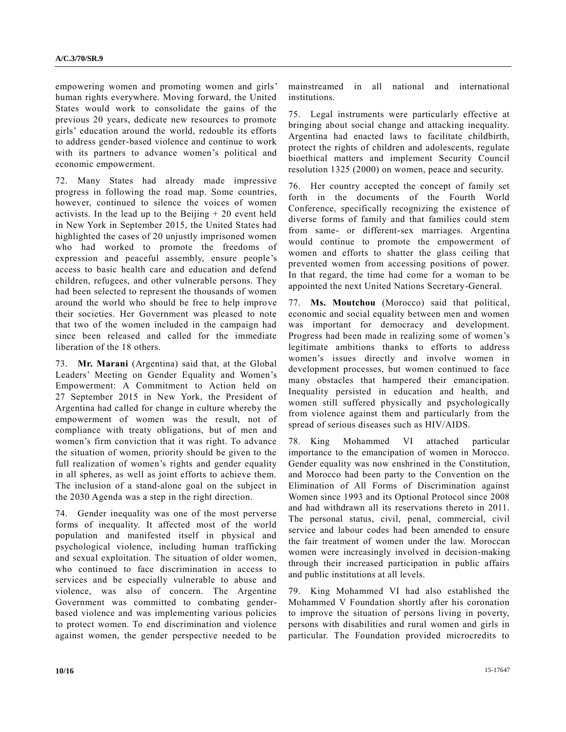empowering women and promoting women and girls' human rights everywhere. Moving forward, the United States would work to consolidate the gains of the previous 20 years, dedicate new resources to promote girls' education around the world, redouble its efforts to address gender-based violence and continue to work with its partners to advance women's political and economic empowerment.

72. Many States had already made impressive progress in following the road map. Some countries, however, continued to silence the voices of women activists. In the lead up to the Beijing + 20 event held in New York in September 2015, the United States had highlighted the cases of 20 unjustly imprisoned women who had worked to promote the freedoms of expression and peaceful assembly, ensure people's access to basic health care and education and defend children, refugees, and other vulnerable persons. They had been selected to represent the thousands of women around the world who should be free to help improve their societies. Her Government was pleased to note that two of the women included in the campaign had since been released and called for the immediate liberation of the 18 others.

73. **Mr. Marani** (Argentina) said that, at the Global Leaders' Meeting on Gender Equality and Women's Empowerment: A Commitment to Action held on 27 September 2015 in New York, the President of Argentina had called for change in culture whereby the empowerment of women was the result, not of compliance with treaty obligations, but of men and women's firm conviction that it was right. To advance the situation of women, priority should be given to the full realization of women's rights and gender equality in all spheres, as well as joint efforts to achieve them. The inclusion of a stand-alone goal on the subject in the 2030 Agenda was a step in the right direction.

74. Gender inequality was one of the most perverse forms of inequality. It affected most of the world population and manifested itself in physical and psychological violence, including human trafficking and sexual exploitation. The situation of older women, who continued to face discrimination in access to services and be especially vulnerable to abuse and violence, was also of concern. The Argentine Government was committed to combating gender-based violence and was implementing various policies to protect women. To end discrimination and violence against women, the gender perspective needed to be mainstreamed in all national and international institutions.

75. Legal instruments were particularly effective at bringing about social change and attacking inequality. Argentina had enacted laws to facilitate childbirth, protect the rights of children and adolescents, regulate bioethical matters and implement Security Council resolution 1325 (2000) on women, peace and security.

76. Her country accepted the concept of family set forth in the documents of the Fourth World Conference, specifically recognizing the existence of diverse forms of family and that families could stem from same- or different-sex marriages. Argentina would continue to promote the empowerment of women and efforts to shatter the glass ceiling that prevented women from accessing positions of power. In that regard, the time had come for a woman to be appointed the next United Nations Secretary-General.

77. **Ms. Moutchou** (Morocco) said that political, economic and social equality between men and women was important for democracy and development. Progress had been made in realizing some of women's legitimate ambitions thanks to efforts to address women's issues directly and involve women in development processes, but women continued to face many obstacles that hampered their emancipation. Inequality persisted in education and health, and women still suffered physically and psychologically from violence against them and particularly from the spread of serious diseases such as HIV/AIDS.

78. King Mohammed VI attached particular importance to the emancipation of women in Morocco. Gender equality was now enshrined in the Constitution, and Morocco had been party to the Convention on the Elimination of All Forms of Discrimination against Women since 1993 and its Optional Protocol since 2008 and had withdrawn all its reservations thereto in 2011. The personal status, civil, penal, commercial, civil service and labour codes had been amended to ensure the fair treatment of women under the law. Moroccan women were increasingly involved in decision-making through their increased participation in public affairs and public institutions at all levels.

79. King Mohammed VI had also established the Mohammed V Foundation shortly after his coronation to improve the situation of persons living in poverty, persons with disabilities and rural women and girls in particular. The Foundation provided microcredits to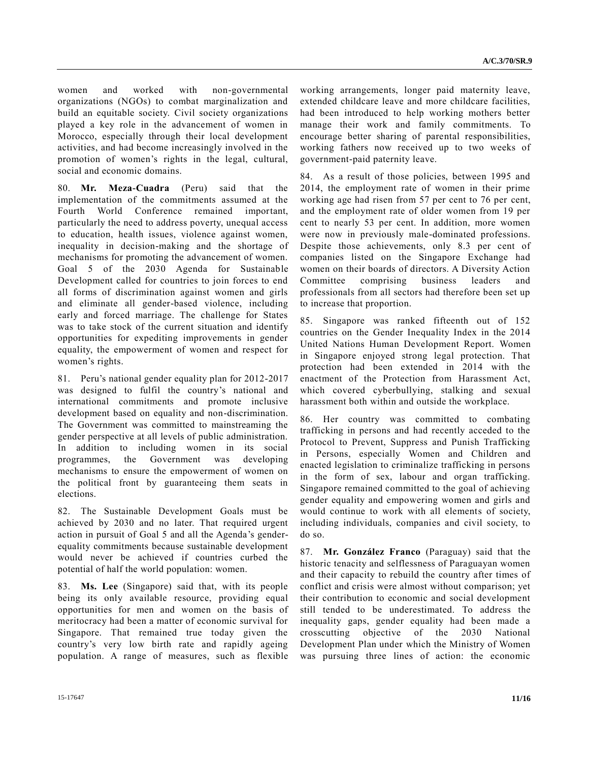women and worked with non-governmental organizations (NGOs) to combat marginalization and build an equitable society. Civil society organizations played a key role in the advancement of women in Morocco, especially through their local development activities, and had become increasingly involved in the promotion of women's rights in the legal, cultural, social and economic domains.

80. **Mr. Meza-Cuadra** (Peru) said that the implementation of the commitments assumed at the Fourth World Conference remained important, particularly the need to address poverty, unequal access to education, health issues, violence against women, inequality in decision-making and the shortage of mechanisms for promoting the advancement of women. Goal 5 of the 2030 Agenda for Sustainable Development called for countries to join forces to end all forms of discrimination against women and girls and eliminate all gender-based violence, including early and forced marriage. The challenge for States was to take stock of the current situation and identify opportunities for expediting improvements in gender equality, the empowerment of women and respect for women's rights.

81. Peru's national gender equality plan for 2012-2017 was designed to fulfil the country's national and international commitments and promote inclusive development based on equality and non-discrimination. The Government was committed to mainstreaming the gender perspective at all levels of public administration. In addition to including women in its social programmes, the Government was developing mechanisms to ensure the empowerment of women on the political front by guaranteeing them seats in elections.

82. The Sustainable Development Goals must be achieved by 2030 and no later. That required urgent action in pursuit of Goal 5 and all the Agenda's gender-equality commitments because sustainable development would never be achieved if countries curbed the potential of half the world population: women.

83. **Ms. Lee** (Singapore) said that, with its people being its only available resource, providing equal opportunities for men and women on the basis of meritocracy had been a matter of economic survival for Singapore. That remained true today given the country's very low birth rate and rapidly ageing population. A range of measures, such as flexible working arrangements, longer paid maternity leave, extended childcare leave and more childcare facilities, had been introduced to help working mothers better manage their work and family commitments. To encourage better sharing of parental responsibilities, working fathers now received up to two weeks of government-paid paternity leave.

84. As a result of those policies, between 1995 and 2014, the employment rate of women in their prime working age had risen from 57 per cent to 76 per cent, and the employment rate of older women from 19 per cent to nearly 53 per cent. In addition, more women were now in previously male-dominated professions. Despite those achievements, only 8.3 per cent of companies listed on the Singapore Exchange had women on their boards of directors. A Diversity Action Committee comprising business leaders and professionals from all sectors had therefore been set up to increase that proportion.

85. Singapore was ranked fifteenth out of 152 countries on the Gender Inequality Index in the 2014 United Nations Human Development Report. Women in Singapore enjoyed strong legal protection. That protection had been extended in 2014 with the enactment of the Protection from Harassment Act, which covered cyberbullying, stalking and sexual harassment both within and outside the workplace.

86. Her country was committed to combating trafficking in persons and had recently acceded to the Protocol to Prevent, Suppress and Punish Trafficking in Persons, especially Women and Children and enacted legislation to criminalize trafficking in persons in the form of sex, labour and organ trafficking. Singapore remained committed to the goal of achieving gender equality and empowering women and girls and would continue to work with all elements of society, including individuals, companies and civil society, to do so.

87. **Mr. González Franco** (Paraguay) said that the historic tenacity and selflessness of Paraguayan women and their capacity to rebuild the country after times of conflict and crisis were almost without comparison; yet their contribution to economic and social development still tended to be underestimated. To address the inequality gaps, gender equality had been made a crosscutting objective of the 2030 National Development Plan under which the Ministry of Women was pursuing three lines of action: the economic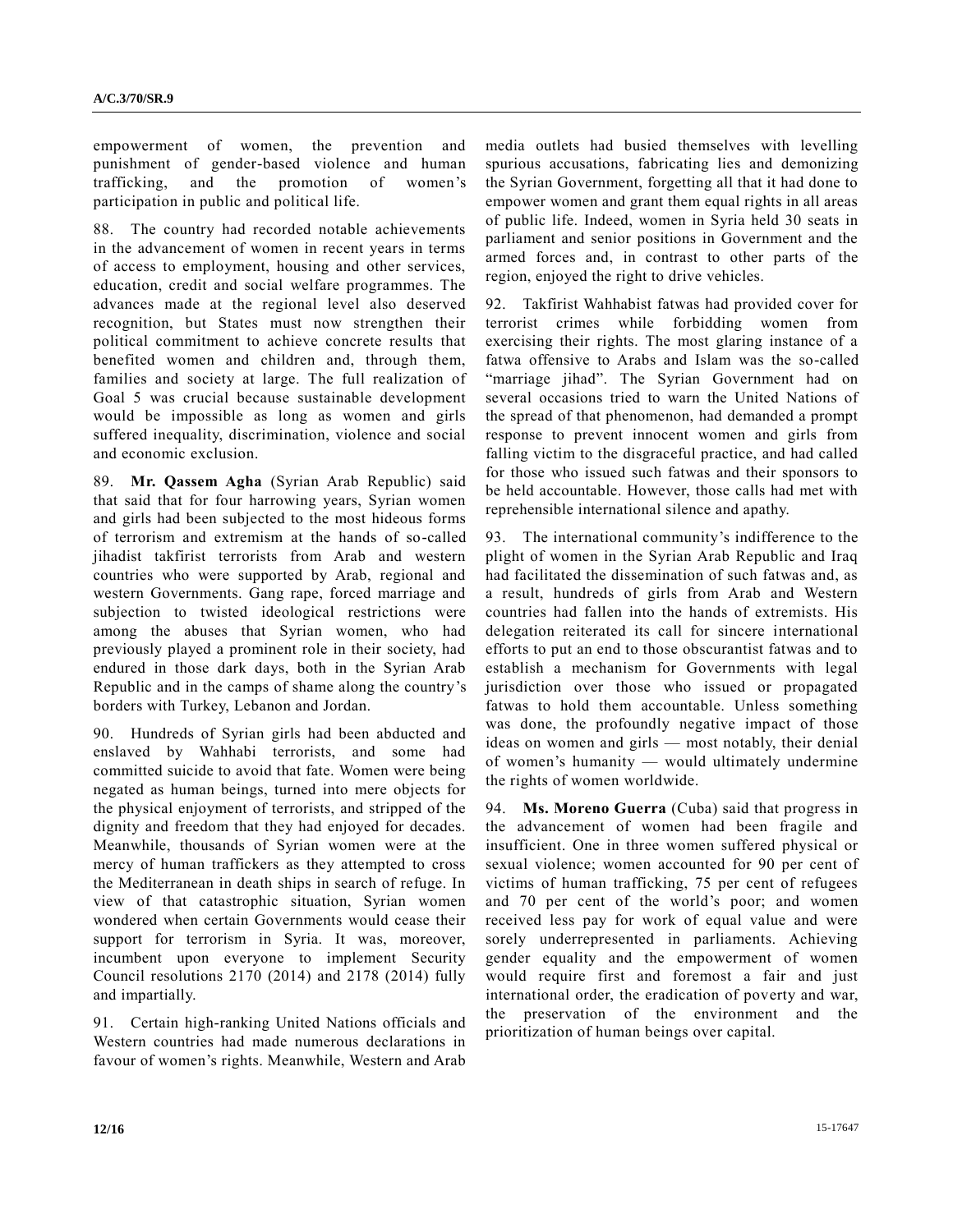empowerment of women, the prevention and punishment of gender-based violence and human trafficking, and the promotion of women's participation in public and political life.

88. The country had recorded notable achievements in the advancement of women in recent years in terms of access to employment, housing and other services, education, credit and social welfare programmes. The advances made at the regional level also deserved recognition, but States must now strengthen their political commitment to achieve concrete results that benefited women and children and, through them, families and society at large. The full realization of Goal 5 was crucial because sustainable development would be impossible as long as women and girls suffered inequality, discrimination, violence and social and economic exclusion.

89. **Mr. Qassem Agha** (Syrian Arab Republic) said that said that for four harrowing years, Syrian women and girls had been subjected to the most hideous forms of terrorism and extremism at the hands of so-called jihadist takfirist terrorists from Arab and western countries who were supported by Arab, regional and western Governments. Gang rape, forced marriage and subjection to twisted ideological restrictions were among the abuses that Syrian women, who had previously played a prominent role in their society, had endured in those dark days, both in the Syrian Arab Republic and in the camps of shame along the country's borders with Turkey, Lebanon and Jordan.

90. Hundreds of Syrian girls had been abducted and enslaved by Wahhabi terrorists, and some had committed suicide to avoid that fate. Women were being negated as human beings, turned into mere objects for the physical enjoyment of terrorists, and stripped of the dignity and freedom that they had enjoyed for decades. Meanwhile, thousands of Syrian women were at the mercy of human traffickers as they attempted to cross the Mediterranean in death ships in search of refuge. In view of that catastrophic situation, Syrian women wondered when certain Governments would cease their support for terrorism in Syria. It was, moreover, incumbent upon everyone to implement Security Council resolutions 2170 (2014) and 2178 (2014) fully and impartially.

91. Certain high-ranking United Nations officials and Western countries had made numerous declarations in favour of women's rights. Meanwhile, Western and Arab media outlets had busied themselves with levelling spurious accusations, fabricating lies and demonizing the Syrian Government, forgetting all that it had done to empower women and grant them equal rights in all areas of public life. Indeed, women in Syria held 30 seats in parliament and senior positions in Government and the armed forces and, in contrast to other parts of the region, enjoyed the right to drive vehicles.

92. Takfirist Wahhabist fatwas had provided cover for terrorist crimes while forbidding women from exercising their rights. The most glaring instance of a fatwa offensive to Arabs and Islam was the so-called "marriage jihad". The Syrian Government had on several occasions tried to warn the United Nations of the spread of that phenomenon, had demanded a prompt response to prevent innocent women and girls from falling victim to the disgraceful practice, and had called for those who issued such fatwas and their sponsors to be held accountable. However, those calls had met with reprehensible international silence and apathy.

93. The international community's indifference to the plight of women in the Syrian Arab Republic and Iraq had facilitated the dissemination of such fatwas and, as a result, hundreds of girls from Arab and Western countries had fallen into the hands of extremists. His delegation reiterated its call for sincere international efforts to put an end to those obscurantist fatwas and to establish a mechanism for Governments with legal jurisdiction over those who issued or propagated fatwas to hold them accountable. Unless something was done, the profoundly negative impact of those ideas on women and girls — most notably, their denial of women's humanity — would ultimately undermine the rights of women worldwide.

94. **Ms. Moreno Guerra** (Cuba) said that progress in the advancement of women had been fragile and insufficient. One in three women suffered physical or sexual violence; women accounted for 90 per cent of victims of human trafficking, 75 per cent of refugees and 70 per cent of the world's poor; and women received less pay for work of equal value and were sorely underrepresented in parliaments. Achieving gender equality and the empowerment of women would require first and foremost a fair and just international order, the eradication of poverty and war, the preservation of the environment and the prioritization of human beings over capital.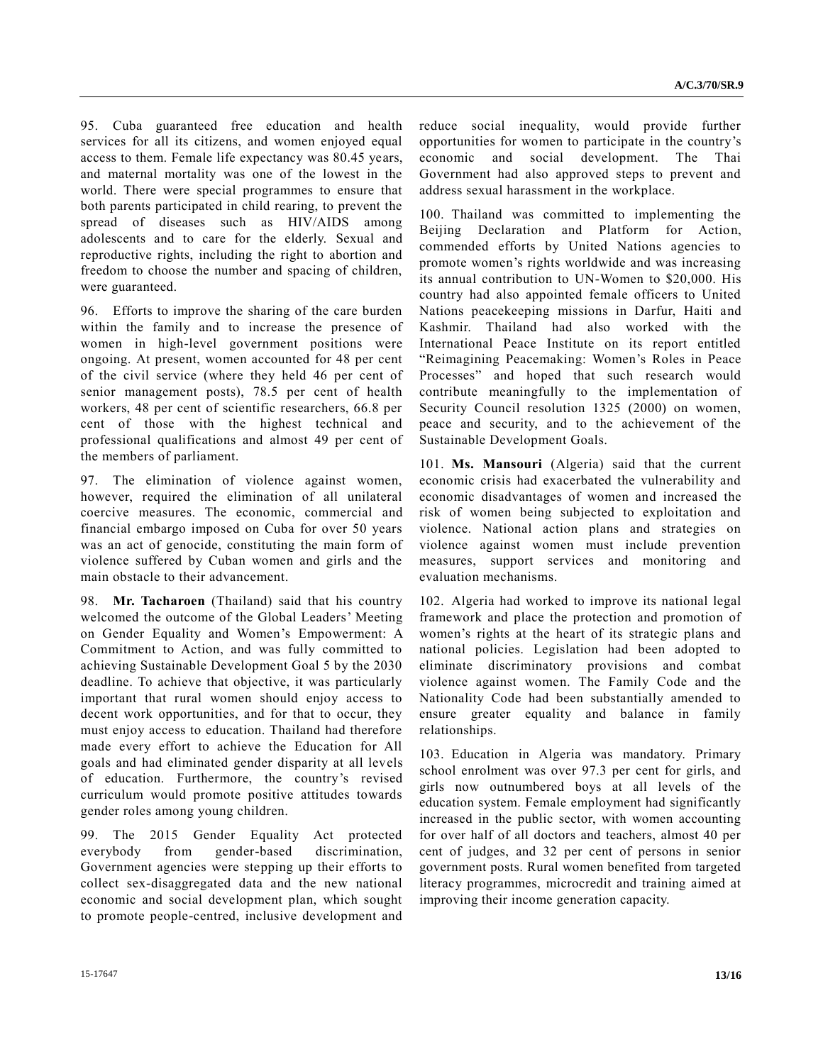95. Cuba guaranteed free education and health services for all its citizens, and women enjoyed equal access to them. Female life expectancy was 80.45 years, and maternal mortality was one of the lowest in the world. There were special programmes to ensure that both parents participated in child rearing, to prevent the spread of diseases such as HIV/AIDS among adolescents and to care for the elderly. Sexual and reproductive rights, including the right to abortion and freedom to choose the number and spacing of children, were guaranteed.

96. Efforts to improve the sharing of the care burden within the family and to increase the presence of women in high-level government positions were ongoing. At present, women accounted for 48 per cent of the civil service (where they held 46 per cent of senior management posts), 78.5 per cent of health workers, 48 per cent of scientific researchers, 66.8 per cent of those with the highest technical and professional qualifications and almost 49 per cent of the members of parliament.

97. The elimination of violence against women, however, required the elimination of all unilateral coercive measures. The economic, commercial and financial embargo imposed on Cuba for over 50 years was an act of genocide, constituting the main form of violence suffered by Cuban women and girls and the main obstacle to their advancement.

98. **Mr. Tacharoen** (Thailand) said that his country welcomed the outcome of the Global Leaders' Meeting on Gender Equality and Women's Empowerment: A Commitment to Action, and was fully committed to achieving Sustainable Development Goal 5 by the 2030 deadline. To achieve that objective, it was particularly important that rural women should enjoy access to decent work opportunities, and for that to occur, they must enjoy access to education. Thailand had therefore made every effort to achieve the Education for All goals and had eliminated gender disparity at all levels of education. Furthermore, the country's revised curriculum would promote positive attitudes towards gender roles among young children.

99. The 2015 Gender Equality Act protected everybody from gender-based discrimination, Government agencies were stepping up their efforts to collect sex-disaggregated data and the new national economic and social development plan, which sought to promote people-centred, inclusive development and reduce social inequality, would provide further opportunities for women to participate in the country's economic and social development. The Thai Government had also approved steps to prevent and address sexual harassment in the workplace.

100. Thailand was committed to implementing the Beijing Declaration and Platform for Action, commended efforts by United Nations agencies to promote women's rights worldwide and was increasing its annual contribution to UN-Women to $20,000. His country had also appointed female officers to United Nations peacekeeping missions in Darfur, Haiti and Kashmir. Thailand had also worked with the International Peace Institute on its report entitled "Reimagining Peacemaking: Women's Roles in Peace Processes" and hoped that such research would contribute meaningfully to the implementation of Security Council resolution 1325 (2000) on women, peace and security, and to the achievement of the Sustainable Development Goals.

101. **Ms. Mansouri** (Algeria) said that the current economic crisis had exacerbated the vulnerability and economic disadvantages of women and increased the risk of women being subjected to exploitation and violence. National action plans and strategies on violence against women must include prevention measures, support services and monitoring and evaluation mechanisms.

102. Algeria had worked to improve its national legal framework and place the protection and promotion of women's rights at the heart of its strategic plans and national policies. Legislation had been adopted to eliminate discriminatory provisions and combat violence against women. The Family Code and the Nationality Code had been substantially amended to ensure greater equality and balance in family relationships.

103. Education in Algeria was mandatory. Primary school enrolment was over 97.3 per cent for girls, and girls now outnumbered boys at all levels of the education system. Female employment had significantly increased in the public sector, with women accounting for over half of all doctors and teachers, almost 40 per cent of judges, and 32 per cent of persons in senior government posts. Rural women benefited from targeted literacy programmes, microcredit and training aimed at improving their income generation capacity.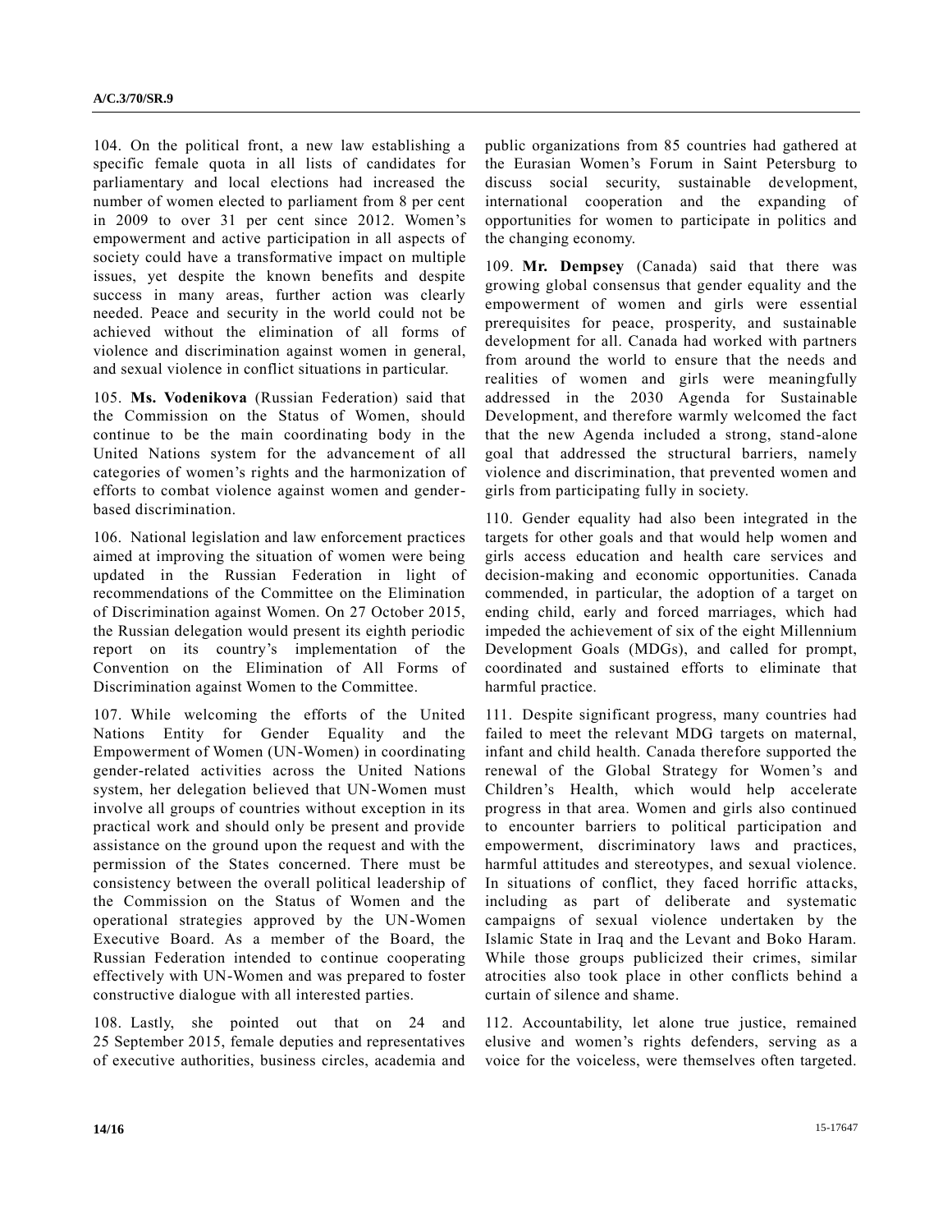104. On the political front, a new law establishing a specific female quota in all lists of candidates for parliamentary and local elections had increased the number of women elected to parliament from 8 per cent in 2009 to over 31 per cent since 2012. Women's empowerment and active participation in all aspects of society could have a transformative impact on multiple issues, yet despite the known benefits and despite success in many areas, further action was clearly needed. Peace and security in the world could not be achieved without the elimination of all forms of violence and discrimination against women in general, and sexual violence in conflict situations in particular.

105. **Ms. Vodenikova** (Russian Federation) said that the Commission on the Status of Women, should continue to be the main coordinating body in the United Nations system for the advancement of all categories of women's rights and the harmonization of efforts to combat violence against women and gender-based discrimination.

106. National legislation and law enforcement practices aimed at improving the situation of women were being updated in the Russian Federation in light of recommendations of the Committee on the Elimination of Discrimination against Women. On 27 October 2015, the Russian delegation would present its eighth periodic report on its country's implementation of the Convention on the Elimination of All Forms of Discrimination against Women to the Committee.

107. While welcoming the efforts of the United Nations Entity for Gender Equality and the Empowerment of Women (UN-Women) in coordinating gender-related activities across the United Nations system, her delegation believed that UN-Women must involve all groups of countries without exception in its practical work and should only be present and provide assistance on the ground upon the request and with the permission of the States concerned. There must be consistency between the overall political leadership of the Commission on the Status of Women and the operational strategies approved by the UN-Women Executive Board. As a member of the Board, the Russian Federation intended to continue cooperating effectively with UN-Women and was prepared to foster constructive dialogue with all interested parties.

108. Lastly, she pointed out that on 24 and 25 September 2015, female deputies and representatives of executive authorities, business circles, academia and public organizations from 85 countries had gathered at the Eurasian Women's Forum in Saint Petersburg to discuss social security, sustainable development, international cooperation and the expanding of opportunities for women to participate in politics and the changing economy.

109. **Mr. Dempsey** (Canada) said that there was growing global consensus that gender equality and the empowerment of women and girls were essential prerequisites for peace, prosperity, and sustainable development for all. Canada had worked with partners from around the world to ensure that the needs and realities of women and girls were meaningfully addressed in the 2030 Agenda for Sustainable Development, and therefore warmly welcomed the fact that the new Agenda included a strong, stand-alone goal that addressed the structural barriers, namely violence and discrimination, that prevented women and girls from participating fully in society.

110. Gender equality had also been integrated in the targets for other goals and that would help women and girls access education and health care services and decision-making and economic opportunities. Canada commended, in particular, the adoption of a target on ending child, early and forced marriages, which had impeded the achievement of six of the eight Millennium Development Goals (MDGs), and called for prompt, coordinated and sustained efforts to eliminate that harmful practice.

111. Despite significant progress, many countries had failed to meet the relevant MDG targets on maternal, infant and child health. Canada therefore supported the renewal of the Global Strategy for Women's and Children's Health, which would help accelerate progress in that area. Women and girls also continued to encounter barriers to political participation and empowerment, discriminatory laws and practices, harmful attitudes and stereotypes, and sexual violence. In situations of conflict, they faced horrific attacks, including as part of deliberate and systematic campaigns of sexual violence undertaken by the Islamic State in Iraq and the Levant and Boko Haram. While those groups publicized their crimes, similar atrocities also took place in other conflicts behind a curtain of silence and shame.

112. Accountability, let alone true justice, remained elusive and women's rights defenders, serving as a voice for the voiceless, were themselves often targeted.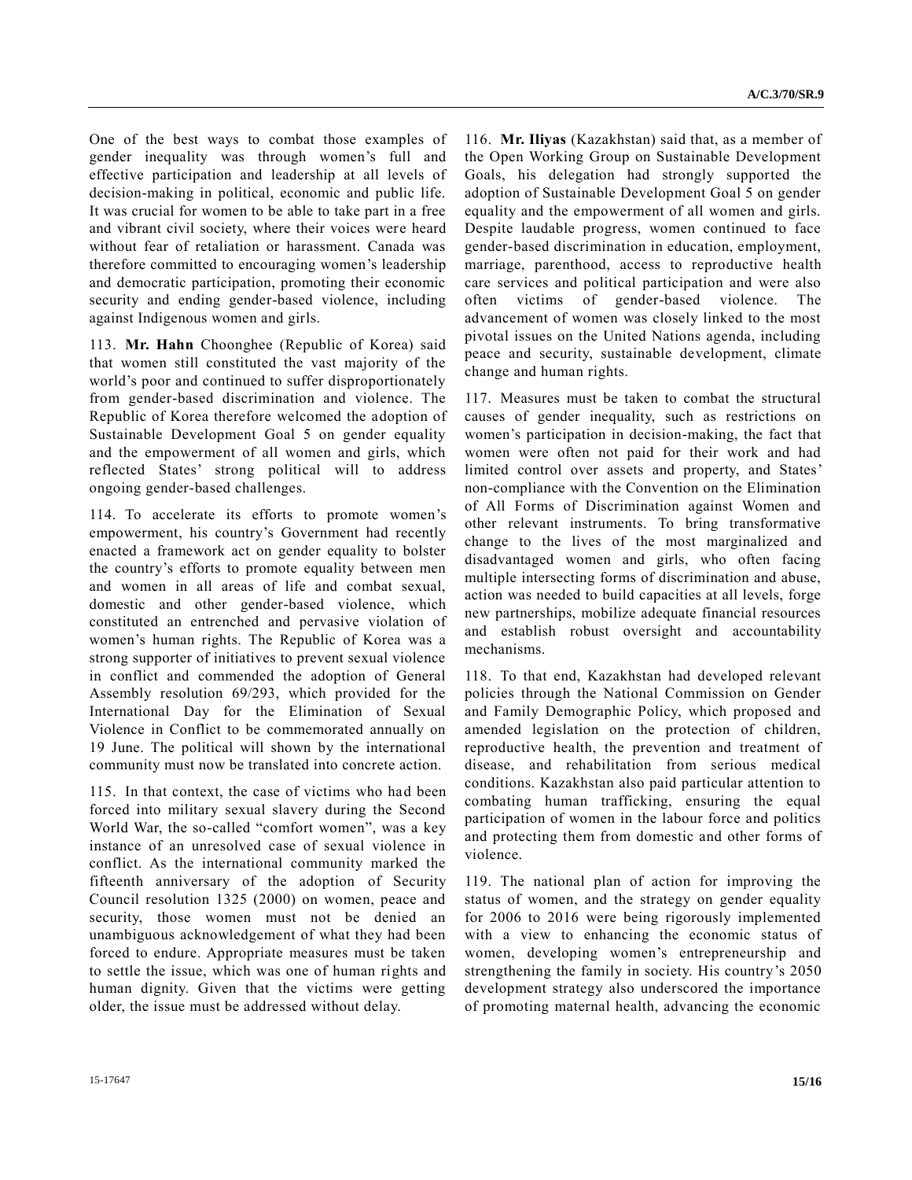One of the best ways to combat those examples of gender inequality was through women's full and effective participation and leadership at all levels of decision-making in political, economic and public life. It was crucial for women to be able to take part in a free and vibrant civil society, where their voices were heard without fear of retaliation or harassment. Canada was therefore committed to encouraging women's leadership and democratic participation, promoting their economic security and ending gender-based violence, including against Indigenous women and girls.

113. **Mr. Hahn** Choonghee (Republic of Korea) said that women still constituted the vast majority of the world's poor and continued to suffer disproportionately from gender-based discrimination and violence. The Republic of Korea therefore welcomed the adoption of Sustainable Development Goal 5 on gender equality and the empowerment of all women and girls, which reflected States' strong political will to address ongoing gender-based challenges.

114. To accelerate its efforts to promote women's empowerment, his country's Government had recently enacted a framework act on gender equality to bolster the country's efforts to promote equality between men and women in all areas of life and combat sexual, domestic and other gender-based violence, which constituted an entrenched and pervasive violation of women's human rights. The Republic of Korea was a strong supporter of initiatives to prevent sexual violence in conflict and commended the adoption of General Assembly resolution 69/293, which provided for the International Day for the Elimination of Sexual Violence in Conflict to be commemorated annually on 19 June. The political will shown by the international community must now be translated into concrete action.

115. In that context, the case of victims who had been forced into military sexual slavery during the Second World War, the so-called "comfort women", was a key instance of an unresolved case of sexual violence in conflict. As the international community marked the fifteenth anniversary of the adoption of Security Council resolution 1325 (2000) on women, peace and security, those women must not be denied an unambiguous acknowledgement of what they had been forced to endure. Appropriate measures must be taken to settle the issue, which was one of human rights and human dignity. Given that the victims were getting older, the issue must be addressed without delay.

116. **Mr. Iliyas** (Kazakhstan) said that, as a member of the Open Working Group on Sustainable Development Goals, his delegation had strongly supported the adoption of Sustainable Development Goal 5 on gender equality and the empowerment of all women and girls. Despite laudable progress, women continued to face gender-based discrimination in education, employment, marriage, parenthood, access to reproductive health care services and political participation and were also often victims of gender-based violence. The advancement of women was closely linked to the most pivotal issues on the United Nations agenda, including peace and security, sustainable development, climate change and human rights.

117. Measures must be taken to combat the structural causes of gender inequality, such as restrictions on women's participation in decision-making, the fact that women were often not paid for their work and had limited control over assets and property, and States' non-compliance with the Convention on the Elimination of All Forms of Discrimination against Women and other relevant instruments. To bring transformative change to the lives of the most marginalized and disadvantaged women and girls, who often facing multiple intersecting forms of discrimination and abuse, action was needed to build capacities at all levels, forge new partnerships, mobilize adequate financial resources and establish robust oversight and accountability mechanisms.

118. To that end, Kazakhstan had developed relevant policies through the National Commission on Gender and Family Demographic Policy, which proposed and amended legislation on the protection of children, reproductive health, the prevention and treatment of disease, and rehabilitation from serious medical conditions. Kazakhstan also paid particular attention to combating human trafficking, ensuring the equal participation of women in the labour force and politics and protecting them from domestic and other forms of violence.

119. The national plan of action for improving the status of women, and the strategy on gender equality for 2006 to 2016 were being rigorously implemented with a view to enhancing the economic status of women, developing women's entrepreneurship and strengthening the family in society. His country's 2050 development strategy also underscored the importance of promoting maternal health, advancing the economic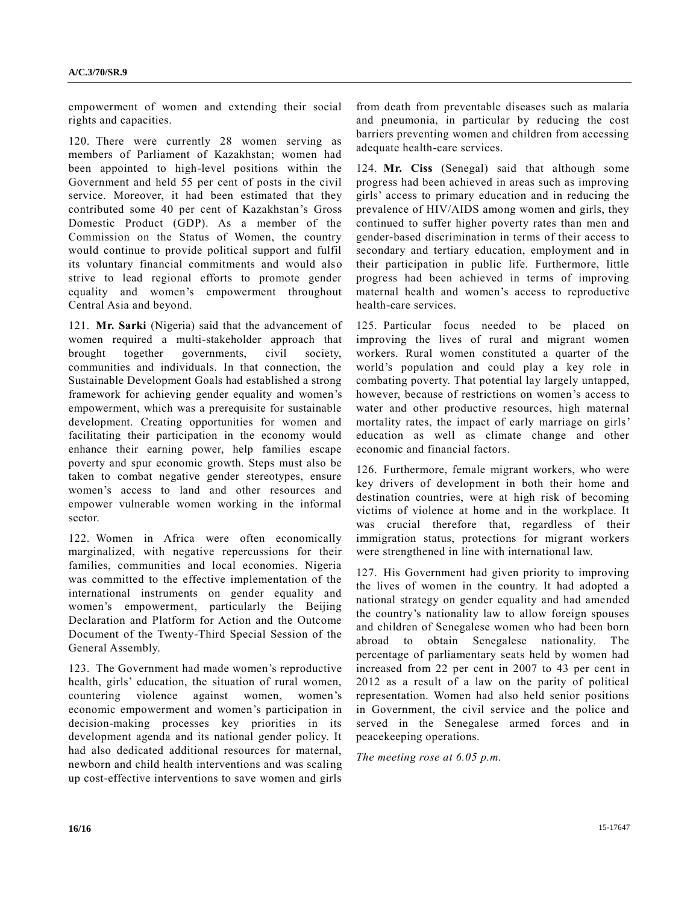empowerment of women and extending their social rights and capacities.

120. There were currently 28 women serving as members of Parliament of Kazakhstan; women had been appointed to high-level positions within the Government and held 55 per cent of posts in the civil service. Moreover, it had been estimated that they contributed some 40 per cent of Kazakhstan's Gross Domestic Product (GDP). As a member of the Commission on the Status of Women, the country would continue to provide political support and fulfil its voluntary financial commitments and would also strive to lead regional efforts to promote gender equality and women's empowerment throughout Central Asia and beyond.

121. **Mr. Sarki** (Nigeria) said that the advancement of women required a multi-stakeholder approach that brought together governments, civil society, communities and individuals. In that connection, the Sustainable Development Goals had established a strong framework for achieving gender equality and women's empowerment, which was a prerequisite for sustainable development. Creating opportunities for women and facilitating their participation in the economy would enhance their earning power, help families escape poverty and spur economic growth. Steps must also be taken to combat negative gender stereotypes, ensure women's access to land and other resources and empower vulnerable women working in the informal sector.

122. Women in Africa were often economically marginalized, with negative repercussions for their families, communities and local economies. Nigeria was committed to the effective implementation of the international instruments on gender equality and women's empowerment, particularly the Beijing Declaration and Platform for Action and the Outcome Document of the Twenty-Third Special Session of the General Assembly.

123. The Government had made women's reproductive health, girls' education, the situation of rural women, countering violence against women, women's economic empowerment and women's participation in decision-making processes key priorities in its development agenda and its national gender policy. It had also dedicated additional resources for maternal, newborn and child health interventions and was scaling up cost-effective interventions to save women and girls from death from preventable diseases such as malaria and pneumonia, in particular by reducing the cost barriers preventing women and children from accessing adequate health-care services.

124. **Mr. Ciss** (Senegal) said that although some progress had been achieved in areas such as improving girls' access to primary education and in reducing the prevalence of HIV/AIDS among women and girls, they continued to suffer higher poverty rates than men and gender-based discrimination in terms of their access to secondary and tertiary education, employment and in their participation in public life. Furthermore, little progress had been achieved in terms of improving maternal health and women's access to reproductive health-care services.

125. Particular focus needed to be placed on improving the lives of rural and migrant women workers. Rural women constituted a quarter of the world's population and could play a key role in combating poverty. That potential lay largely untapped, however, because of restrictions on women's access to water and other productive resources, high maternal mortality rates, the impact of early marriage on girls' education as well as climate change and other economic and financial factors.

126. Furthermore, female migrant workers, who were key drivers of development in both their home and destination countries, were at high risk of becoming victims of violence at home and in the workplace. It was crucial therefore that, regardless of their immigration status, protections for migrant workers were strengthened in line with international law.

127. His Government had given priority to improving the lives of women in the country. It had adopted a national strategy on gender equality and had amended the country's nationality law to allow foreign spouses and children of Senegalese women who had been born abroad to obtain Senegalese nationality. The percentage of parliamentary seats held by women had increased from 22 per cent in 2007 to 43 per cent in 2012 as a result of a law on the parity of political representation. Women had also held senior positions in Government, the civil service and the police and served in the Senegalese armed forces and in peacekeeping operations.

*The meeting rose at 6.05 p.m.*